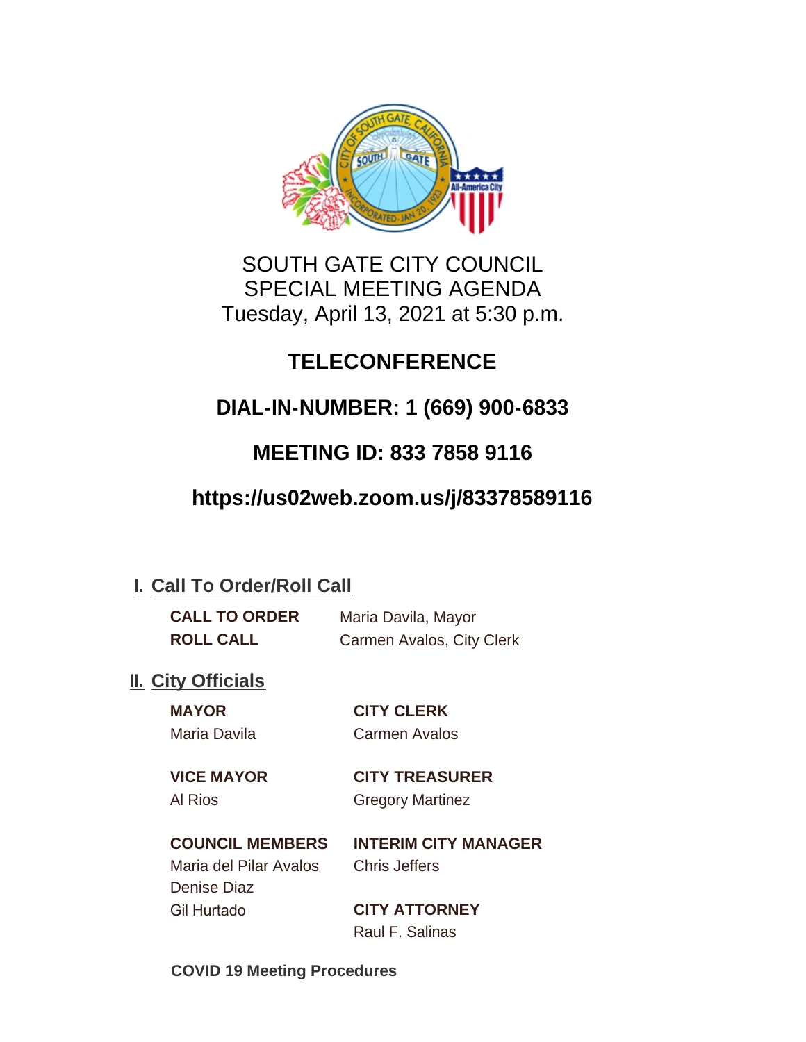# SOUTH GATE CITY COUNCIL
# SPECIAL MEETING AGENDA
Tuesday, April 13, 2021 at 5:30 p.m.

## TELECONFERENCE

## DIAL-IN-NUMBER: 1 (669) 900-6833

## MEETING ID: 833 7858 9116

## https://us02web.zoom.us/j/83378589116

## I. Call To Order/Roll Call

**CALL TO ORDER** Maria Davila, Mayor
**ROLL CALL** Carmen Avalos, City Clerk

## II. City Officials

**MAYOR**
Maria Davila

**VICE MAYOR**
Al Rios

**COUNCIL MEMBERS**
Maria del Pilar Avalos
Denise Diaz
Gil Hurtado

**CITY CLERK**
Carmen Avalos

**CITY TREASURER**
Gregory Martinez

**INTERIM CITY MANAGER**
Chris Jeffers

**CITY ATTORNEY**
Raul F. Salinas

**COVID 19 Meeting Procedures**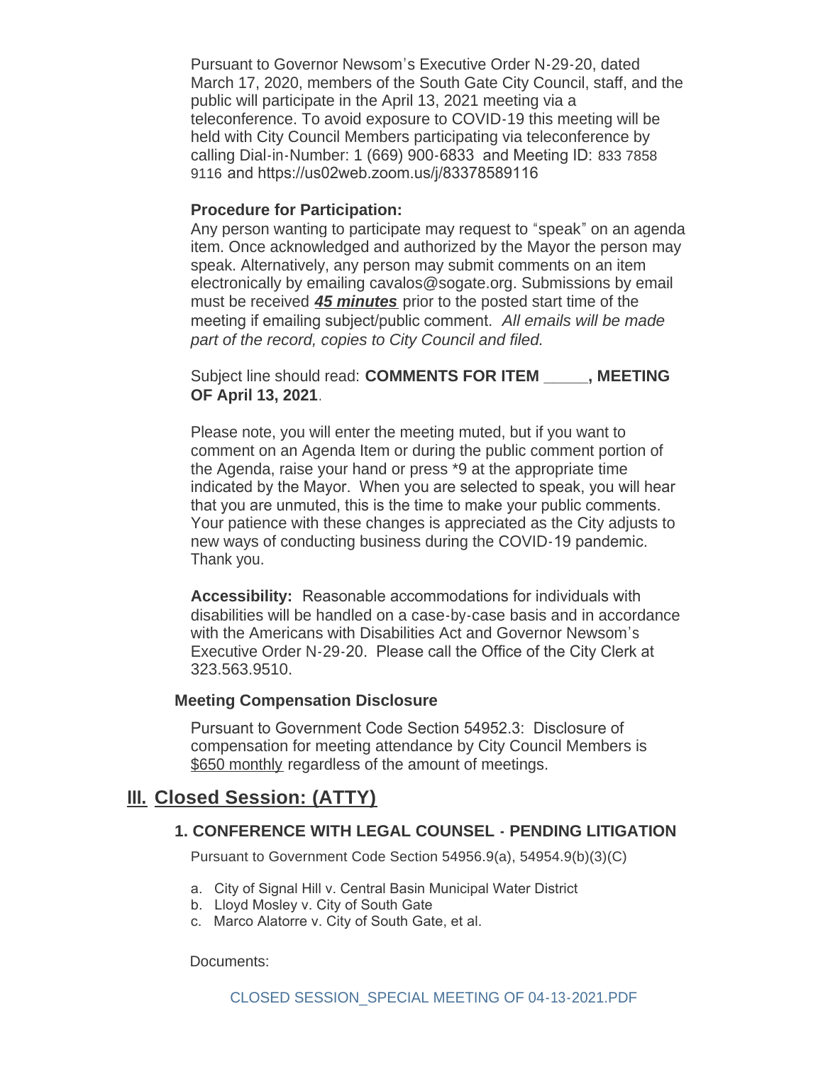Pursuant to Governor Newsom's Executive Order N-29-20, dated March 17, 2020, members of the South Gate City Council, staff, and the public will participate in the April 13, 2021 meeting via a teleconference. To avoid exposure to COVID-19 this meeting will be held with City Council Members participating via teleconference by calling Dial-in-Number: 1 (669) 900-6833 and Meeting ID: 833 7858 9116 and https://us02web.zoom.us/j/83378589116

**Procedure for Participation:**

Any person wanting to participate may request to "speak" on an agenda item. Once acknowledged and authorized by the Mayor the person may speak. Alternatively, any person may submit comments on an item electronically by emailing cavalos@sogate.org. Submissions by email must be received ***45 minutes*** prior to the posted start time of the meeting if emailing subject/public comment. *All emails will be made part of the record, copies to City Council and filed.*

Subject line should read: **COMMENTS FOR ITEM _____, MEETING OF April 13, 2021**.

Please note, you will enter the meeting muted, but if you want to comment on an Agenda Item or during the public comment portion of the Agenda, raise your hand or press *9 at the appropriate time indicated by the Mayor. When you are selected to speak, you will hear that you are unmuted, this is the time to make your public comments. Your patience with these changes is appreciated as the City adjusts to new ways of conducting business during the COVID-19 pandemic. Thank you.

**Accessibility:** Reasonable accommodations for individuals with disabilities will be handled on a case-by-case basis and in accordance with the Americans with Disabilities Act and Governor Newsom's Executive Order N-29-20. Please call the Office of the City Clerk at 323.563.9510.

**Meeting Compensation Disclosure**

Pursuant to Government Code Section 54952.3: Disclosure of compensation for meeting attendance by City Council Members is $650 monthly regardless of the amount of meetings.

## III. Closed Session: (ATTY)

### 1. CONFERENCE WITH LEGAL COUNSEL - PENDING LITIGATION

Pursuant to Government Code Section 54956.9(a), 54954.9(b)(3)(C)

a. City of Signal Hill v. Central Basin Municipal Water District
b. Lloyd Mosley v. City of South Gate
c. Marco Alatorre v. City of South Gate, et al.

Documents:

CLOSED SESSION_SPECIAL MEETING OF 04-13-2021.PDF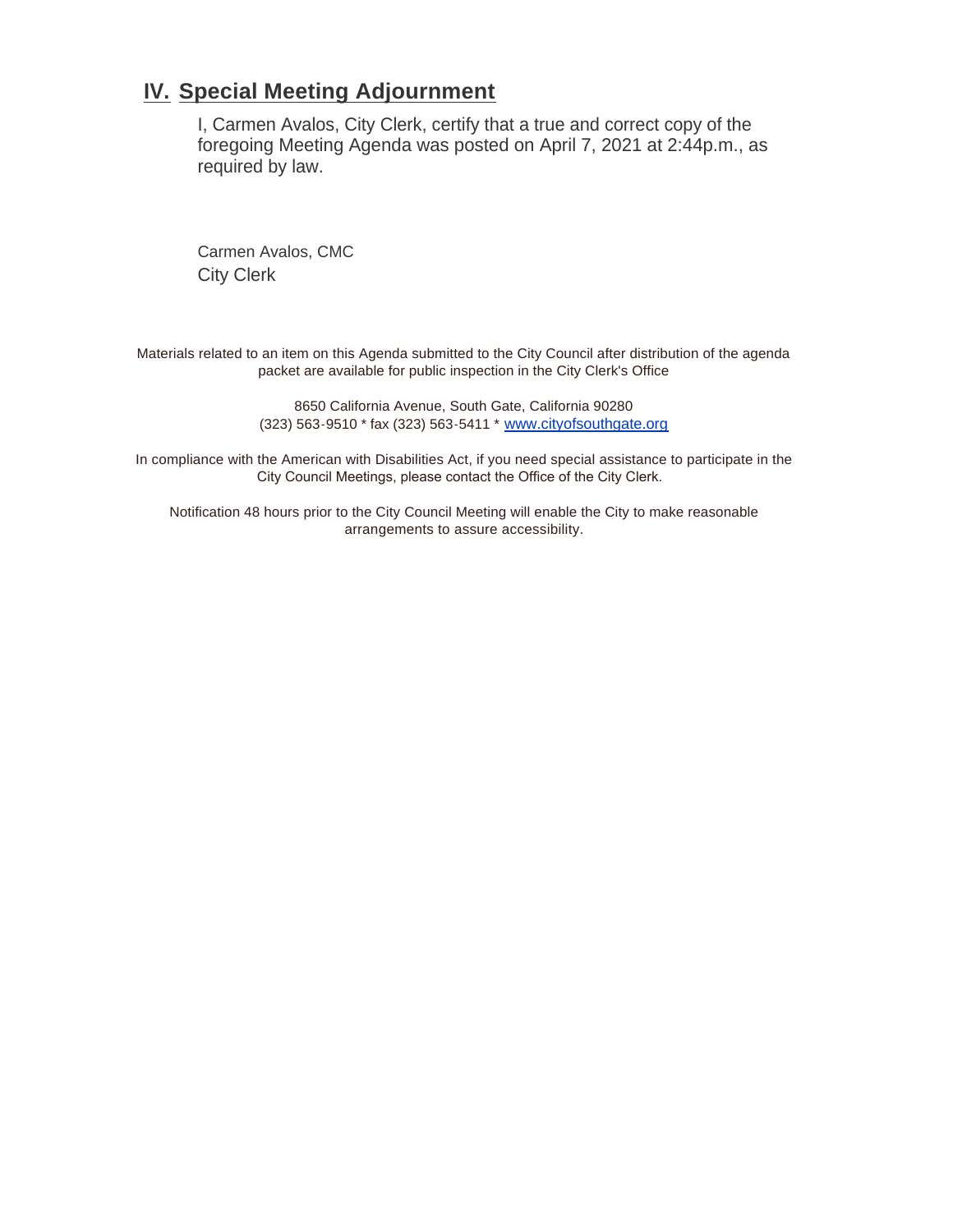## IV. Special Meeting Adjournment

I, Carmen Avalos, City Clerk, certify that a true and correct copy of the foregoing Meeting Agenda was posted on April 7, 2021 at 2:44p.m., as required by law.

Carmen Avalos, CMC
City Clerk

Materials related to an item on this Agenda submitted to the City Council after distribution of the agenda packet are available for public inspection in the City Clerk's Office

8650 California Avenue, South Gate, California 90280
(323) 563-9510 * fax (323) 563-5411 * [www.cityofsouthgate.org](http://www.cityofsouthgate.org)

In compliance with the American with Disabilities Act, if you need special assistance to participate in the City Council Meetings, please contact the Office of the City Clerk.

Notification 48 hours prior to the City Council Meeting will enable the City to make reasonable arrangements to assure accessibility.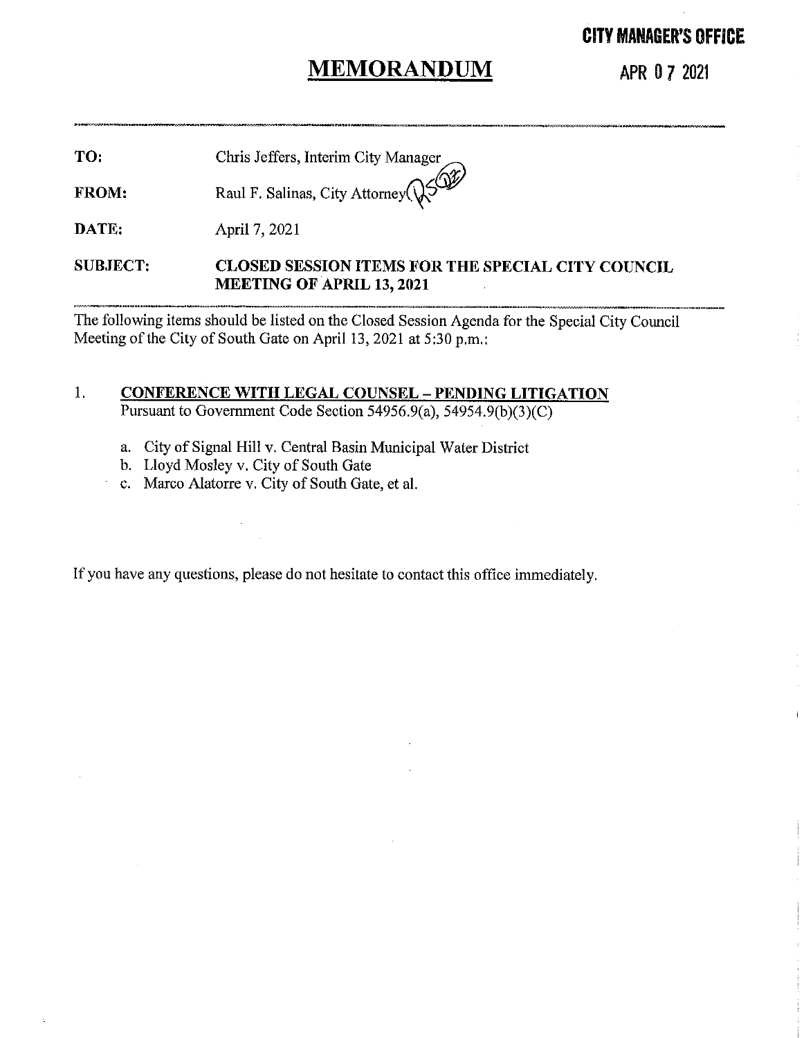**CITY MANAGER'S OFFICE**

**APR 07 2021**

# MEMORANDUM

**TO:** Chris Jeffers, Interim City Manager

**FROM:** Raul F. Salinas, City Attorney

**DATE:** April 7, 2021

**SUBJECT:** **CLOSED SESSION ITEMS FOR THE SPECIAL CITY COUNCIL MEETING OF APRIL 13, 2021**

The following items should be listed on the Closed Session Agenda for the Special City Council Meeting of the City of South Gate on April 13, 2021 at 5:30 p.m.:

1. **CONFERENCE WITH LEGAL COUNSEL – PENDING LITIGATION**
   Pursuant to Government Code Section 54956.9(a), 54954.9(b)(3)(C)

   a. City of Signal Hill v. Central Basin Municipal Water District
   b. Lloyd Mosley v. City of South Gate
   c. Marco Alatorre v. City of South Gate, et al.

If you have any questions, please do not hesitate to contact this office immediately.